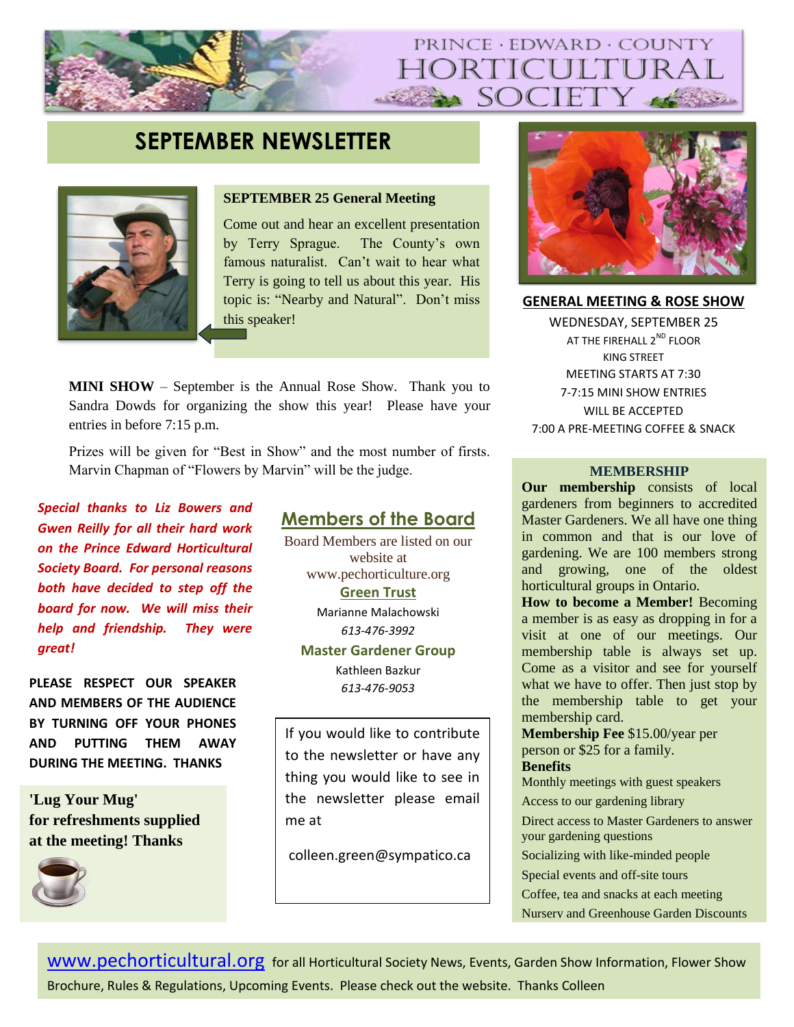# PRINCE · EDWARD · COUNTY HORTICULTURAL SOCIETY

## SEPTEMBER NEWSLETTER

**SEPTEMBER 25 General Meeting**

Come out and hear an excellent presentation by Terry Sprague. The County's own famous naturalist. Can't wait to hear what Terry is going to tell us about this year. His topic is: "Nearby and Natural". Don't miss this speaker!

**MINI SHOW** – September is the Annual Rose Show. Thank you to Sandra Dowds for organizing the show this year! Please have your entries in before 7:15 p.m.

Prizes will be given for "Best in Show" and the most number of firsts. Marvin Chapman of "Flowers by Marvin" will be the judge.

***Special thanks to Liz Bowers and Gwen Reilly for all their hard work on the Prince Edward Horticultural Society Board. For personal reasons both have decided to step off the board for now. We will miss their help and friendship. They were great!***

**PLEASE RESPECT OUR SPEAKER AND MEMBERS OF THE AUDIENCE BY TURNING OFF YOUR PHONES AND PUTTING THEM AWAY DURING THE MEETING. THANKS**

**'Lug Your Mug' for refreshments supplied at the meeting! Thanks**

## Members of the Board

Board Members are listed on our website at www.pechorticulture.org

**Green Trust**

Marianne Malachowski

*613-476-3992*

**Master Gardener Group**

Kathleen Bazkur

*613-476-9053*

If you would like to contribute to the newsletter or have any thing you would like to see in the newsletter please email me at

colleen.green@sympatico.ca

**GENERAL MEETING & ROSE SHOW**

WEDNESDAY, SEPTEMBER 25

AT THE FIREHALL 2ND FLOOR

KING STREET

MEETING STARTS AT 7:30

7-7:15 MINI SHOW ENTRIES WILL BE ACCEPTED

7:00 A PRE-MEETING COFFEE & SNACK

### MEMBERSHIP

**Our membership** consists of local gardeners from beginners to accredited Master Gardeners. We all have one thing in common and that is our love of gardening. We are 100 members strong and growing, one of the oldest horticultural groups in Ontario.

**How to become a Member!** Becoming a member is as easy as dropping in for a visit at one of our meetings. Our membership table is always set up. Come as a visitor and see for yourself what we have to offer. Then just stop by the membership table to get your membership card.

**Membership Fee** $15.00/year per person or $25 for a family.

**Benefits**

Monthly meetings with guest speakers

Access to our gardening library

Direct access to Master Gardeners to answer your gardening questions

Socializing with like-minded people

Special events and off-site tours

Coffee, tea and snacks at each meeting

Nursery and Greenhouse Garden Discounts

www.pechorticultural.org for all Horticultural Society News, Events, Garden Show Information, Flower Show Brochure, Rules & Regulations, Upcoming Events. Please check out the website. Thanks Colleen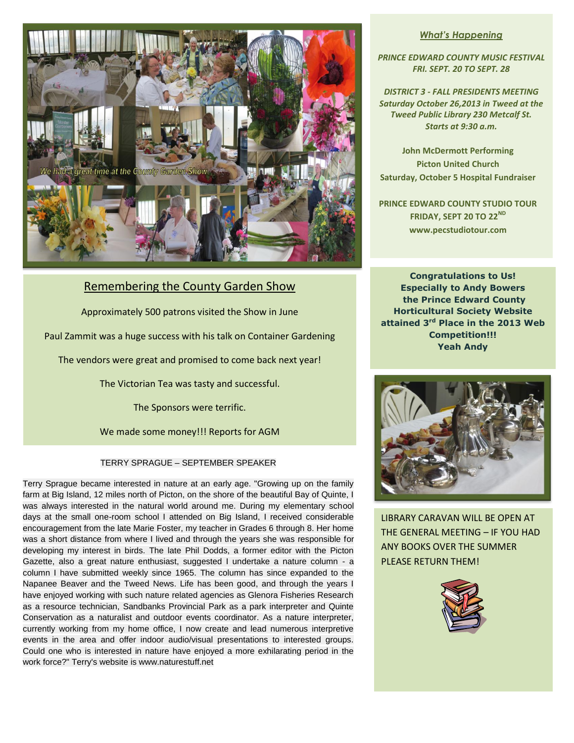We had a great time at the County Garden Show

## Remembering the County Garden Show

Approximately 500 patrons visited the Show in June

Paul Zammit was a huge success with his talk on Container Gardening

The vendors were great and promised to come back next year!

The Victorian Tea was tasty and successful.

The Sponsors were terrific.

We made some money!!! Reports for AGM

### TERRY SPRAGUE – SEPTEMBER SPEAKER

Terry Sprague became interested in nature at an early age. "Growing up on the family farm at Big Island, 12 miles north of Picton, on the shore of the beautiful Bay of Quinte, I was always interested in the natural world around me. During my elementary school days at the small one-room school I attended on Big Island, I received considerable encouragement from the late Marie Foster, my teacher in Grades 6 through 8. Her home was a short distance from where I lived and through the years she was responsible for developing my interest in birds. The late Phil Dodds, a former editor with the Picton Gazette, also a great nature enthusiast, suggested I undertake a nature column - a column I have submitted weekly since 1965. The column has since expanded to the Napanee Beaver and the Tweed News. Life has been good, and through the years I have enjoyed working with such nature related agencies as Glenora Fisheries Research as a resource technician, Sandbanks Provincial Park as a park interpreter and Quinte Conservation as a naturalist and outdoor events coordinator. As a nature interpreter, currently working from my home office, I now create and lead numerous interpretive events in the area and offer indoor audio/visual presentations to interested groups. Could one who is interested in nature have enjoyed a more exhilarating period in the work force?" Terry's website is www.naturestuff.net

### *What's Happening*

*PRINCE EDWARD COUNTY MUSIC FESTIVAL*
*FRI. SEPT. 20 TO SEPT. 28*

*DISTRICT 3 - FALL PRESIDENTS MEETING*
*Saturday October 26,2013 in Tweed at the Tweed Public Library 230 Metcalf St.*
*Starts at 9:30 a.m.*

**John McDermott Performing**
**Picton United Church**
**Saturday, October 5 Hospital Fundraiser**

**PRINCE EDWARD COUNTY STUDIO TOUR**
**FRIDAY, SEPT 20 TO 22ND**
**www.pecstudiotour.com**

**Congratulations to Us!**
**Especially to Andy Bowers the Prince Edward County Horticultural Society Website attained 3rd Place in the 2013 Web Competition!!!**
**Yeah Andy**

LIBRARY CARAVAN WILL BE OPEN AT THE GENERAL MEETING – IF YOU HAD ANY BOOKS OVER THE SUMMER PLEASE RETURN THEM!